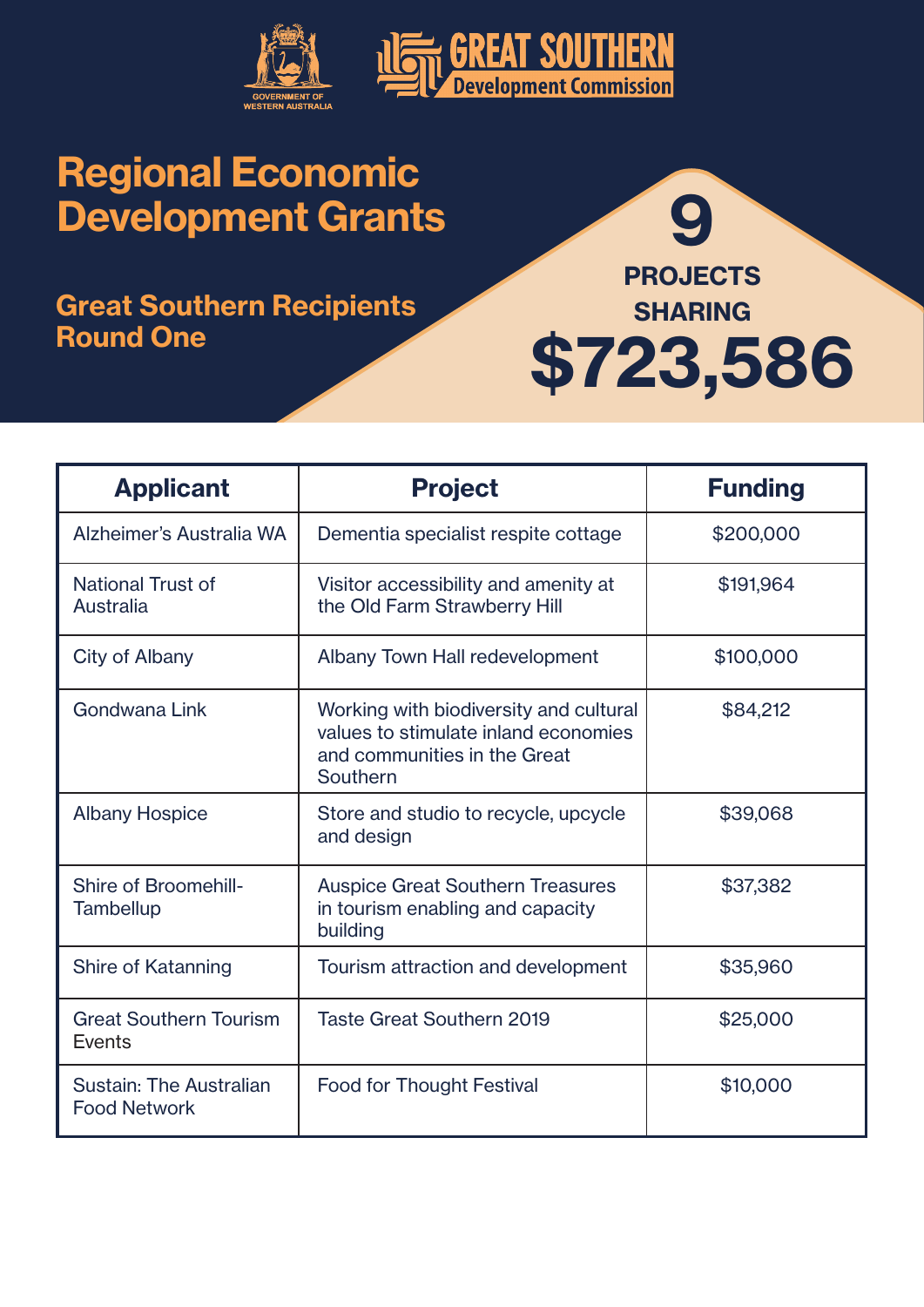GOVERNMENT OF WESTERN AUSTRALIA

GREAT SOUTHERN Development Commission

# Regional Economic Development Grants

## Great Southern Recipients Round One

**9 PROJECTS SHARING $723,586**

| Applicant | Project | Funding |
|---|---|---|
| Alzheimer's Australia WA | Dementia specialist respite cottage | $200,000 |
| National Trust of Australia | Visitor accessibility and amenity at the Old Farm Strawberry Hill | $191,964 |
| City of Albany | Albany Town Hall redevelopment | $100,000 |
| Gondwana Link | Working with biodiversity and cultural values to stimulate inland economies and communities in the Great Southern | $84,212 |
| Albany Hospice | Store and studio to recycle, upcycle and design | $39,068 |
| Shire of Broomehill-Tambellup | Auspice Great Southern Treasures in tourism enabling and capacity building | $37,382 |
| Shire of Katanning | Tourism attraction and development | $35,960 |
| Great Southern Tourism Events | Taste Great Southern 2019 | $25,000 |
| Sustain: The Australian Food Network | Food for Thought Festival | $10,000 |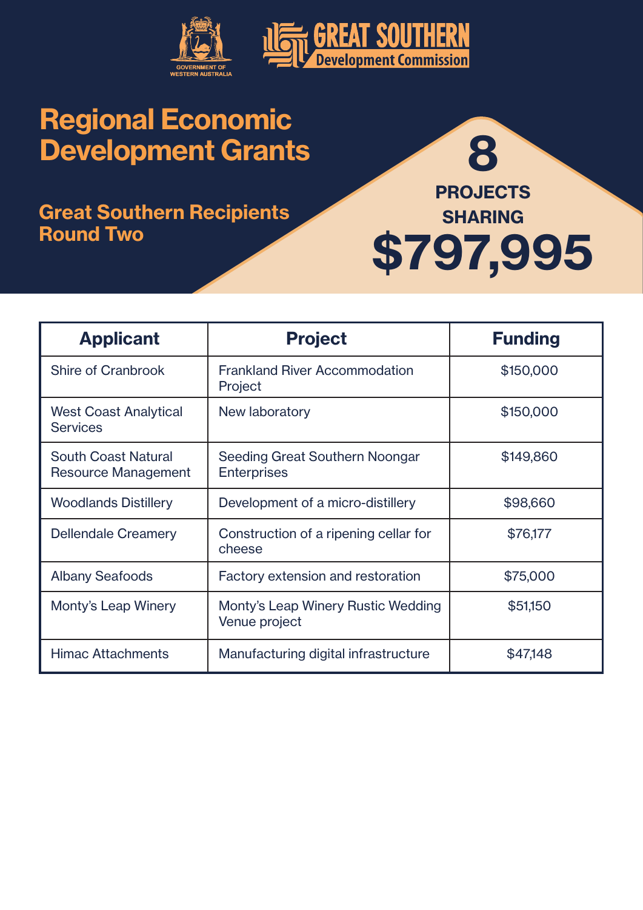GOVERNMENT OF WESTERN AUSTRALIA

GREAT SOUTHERN Development Commission

# Regional Economic Development Grants

## Great Southern Recipients Round Two

**8 PROJECTS SHARING $797,995**

| Applicant | Project | Funding |
|---|---|---|
| Shire of Cranbrook | Frankland River Accommodation Project | $150,000 |
| West Coast Analytical Services | New laboratory | $150,000 |
| South Coast Natural Resource Management | Seeding Great Southern Noongar Enterprises | $149,860 |
| Woodlands Distillery | Development of a micro-distillery | $98,660 |
| Dellendale Creamery | Construction of a ripening cellar for cheese | $76,177 |
| Albany Seafoods | Factory extension and restoration | $75,000 |
| Monty's Leap Winery | Monty's Leap Winery Rustic Wedding Venue project | $51,150 |
| Himac Attachments | Manufacturing digital infrastructure | $47,148 |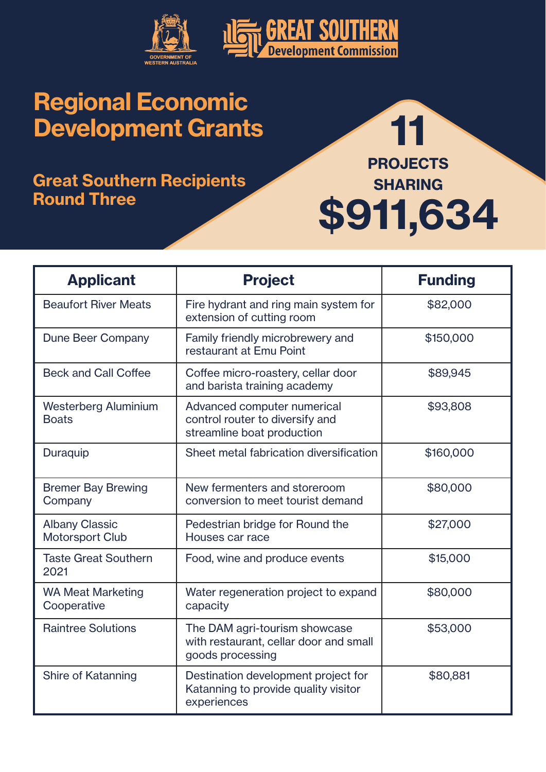GOVERNMENT OF WESTERN AUSTRALIA

GREAT SOUTHERN Development Commission

# Regional Economic Development Grants

## Great Southern Recipients Round Three

**11 PROJECTS SHARING $911,634**

| Applicant | Project | Funding |
|---|---|---|
| Beaufort River Meats | Fire hydrant and ring main system for extension of cutting room | $82,000 |
| Dune Beer Company | Family friendly microbrewery and restaurant at Emu Point | $150,000 |
| Beck and Call Coffee | Coffee micro-roastery, cellar door and barista training academy | $89,945 |
| Westerberg Aluminium Boats | Advanced computer numerical control router to diversify and streamline boat production | $93,808 |
| Duraquip | Sheet metal fabrication diversification | $160,000 |
| Bremer Bay Brewing Company | New fermenters and storeroom conversion to meet tourist demand | $80,000 |
| Albany Classic Motorsport Club | Pedestrian bridge for Round the Houses car race | $27,000 |
| Taste Great Southern 2021 | Food, wine and produce events | $15,000 |
| WA Meat Marketing Cooperative | Water regeneration project to expand capacity | $80,000 |
| Raintree Solutions | The DAM agri-tourism showcase with restaurant, cellar door and small goods processing | $53,000 |
| Shire of Katanning | Destination development project for Katanning to provide quality visitor experiences | $80,881 |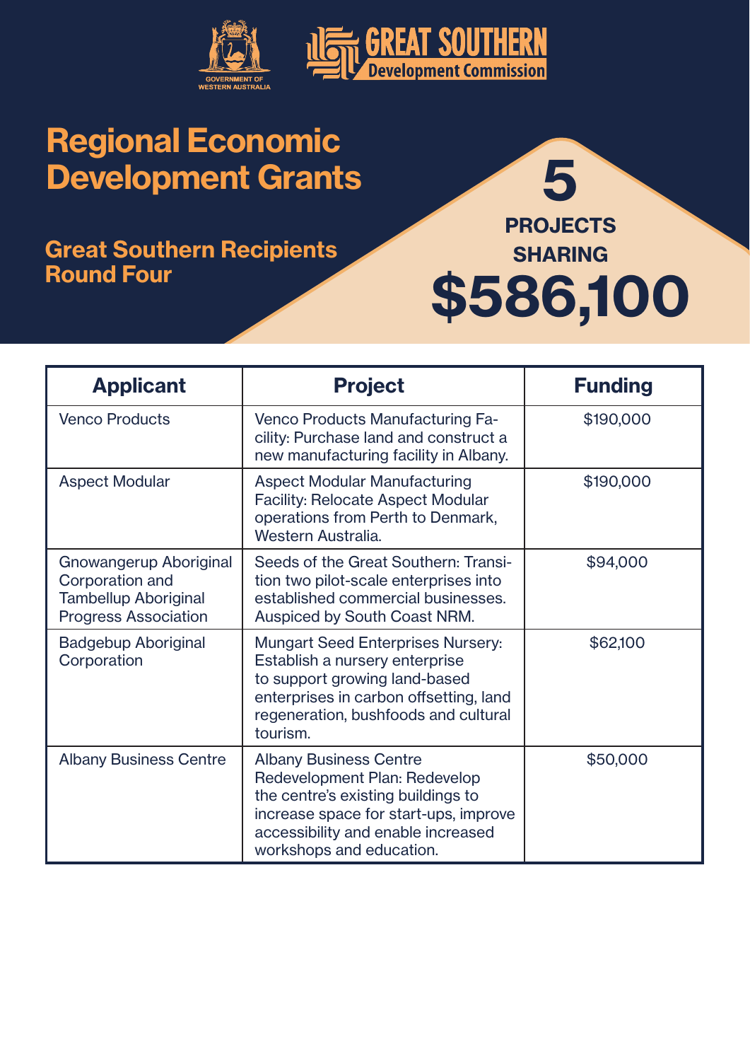# Regional Economic Development Grants

## Great Southern Recipients Round Four

**5 PROJECTS SHARING $586,100**

| Applicant | Project | Funding |
|---|---|---|
| Venco Products | Venco Products Manufacturing Facility: Purchase land and construct a new manufacturing facility in Albany. | $190,000 |
| Aspect Modular | Aspect Modular Manufacturing Facility: Relocate Aspect Modular operations from Perth to Denmark, Western Australia. | $190,000 |
| Gnowangerup Aboriginal Corporation and Tambellup Aboriginal Progress Association | Seeds of the Great Southern: Transition two pilot-scale enterprises into established commercial businesses. Auspiced by South Coast NRM. | $94,000 |
| Badgebup Aboriginal Corporation | Mungart Seed Enterprises Nursery: Establish a nursery enterprise to support growing land-based enterprises in carbon offsetting, land regeneration, bushfoods and cultural tourism. | $62,100 |
| Albany Business Centre | Albany Business Centre Redevelopment Plan: Redevelop the centre's existing buildings to increase space for start-ups, improve accessibility and enable increased workshops and education. | $50,000 |